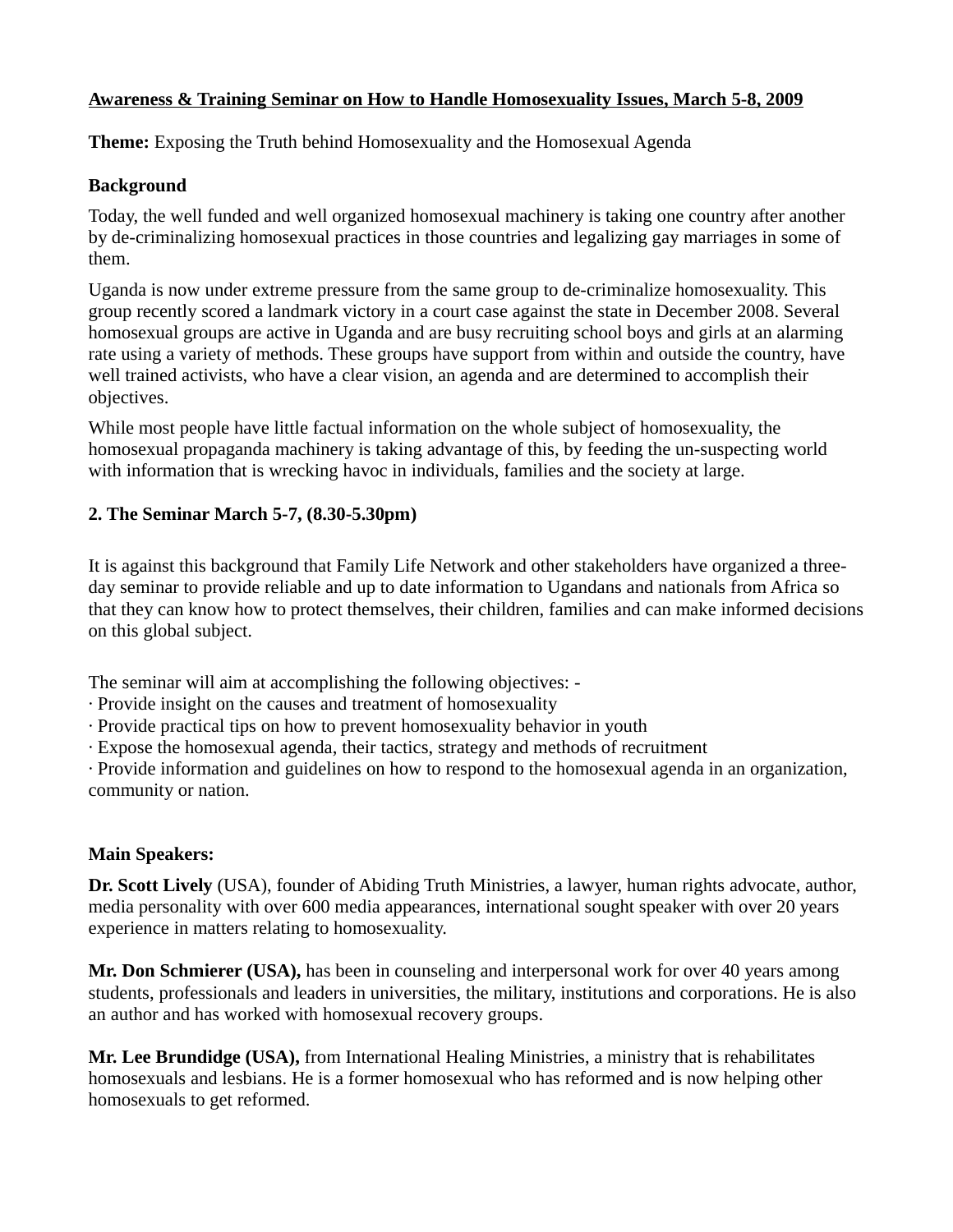**Awareness & Training Seminar on How to Handle Homosexuality Issues, March 5-8, 2009**

**Theme:** Exposing the Truth behind Homosexuality and the Homosexual Agenda

**Background**

Today, the well funded and well organized homosexual machinery is taking one country after another by de-criminalizing homosexual practices in those countries and legalizing gay marriages in some of them.

Uganda is now under extreme pressure from the same group to de-criminalize homosexuality. This group recently scored a landmark victory in a court case against the state in December 2008. Several homosexual groups are active in Uganda and are busy recruiting school boys and girls at an alarming rate using a variety of methods. These groups have support from within and outside the country, have well trained activists, who have a clear vision, an agenda and are determined to accomplish their objectives.

While most people have little factual information on the whole subject of homosexuality, the homosexual propaganda machinery is taking advantage of this, by feeding the un-suspecting world with information that is wrecking havoc in individuals, families and the society at large.

**2. The Seminar March 5-7, (8.30-5.30pm)**

It is against this background that Family Life Network and other stakeholders have organized a three-day seminar to provide reliable and up to date information to Ugandans and nationals from Africa so that they can know how to protect themselves, their children, families and can make informed decisions on this global subject.

The seminar will aim at accomplishing the following objectives: -

· Provide insight on the causes and treatment of homosexuality
· Provide practical tips on how to prevent homosexuality behavior in youth
· Expose the homosexual agenda, their tactics, strategy and methods of recruitment
· Provide information and guidelines on how to respond to the homosexual agenda in an organization, community or nation.

**Main Speakers:**

**Dr. Scott Lively** (USA), founder of Abiding Truth Ministries, a lawyer, human rights advocate, author, media personality with over 600 media appearances, international sought speaker with over 20 years experience in matters relating to homosexuality.

**Mr. Don Schmierer (USA),** has been in counseling and interpersonal work for over 40 years among students, professionals and leaders in universities, the military, institutions and corporations. He is also an author and has worked with homosexual recovery groups.

**Mr. Lee Brundidge (USA),** from International Healing Ministries, a ministry that is rehabilitates homosexuals and lesbians. He is a former homosexual who has reformed and is now helping other homosexuals to get reformed.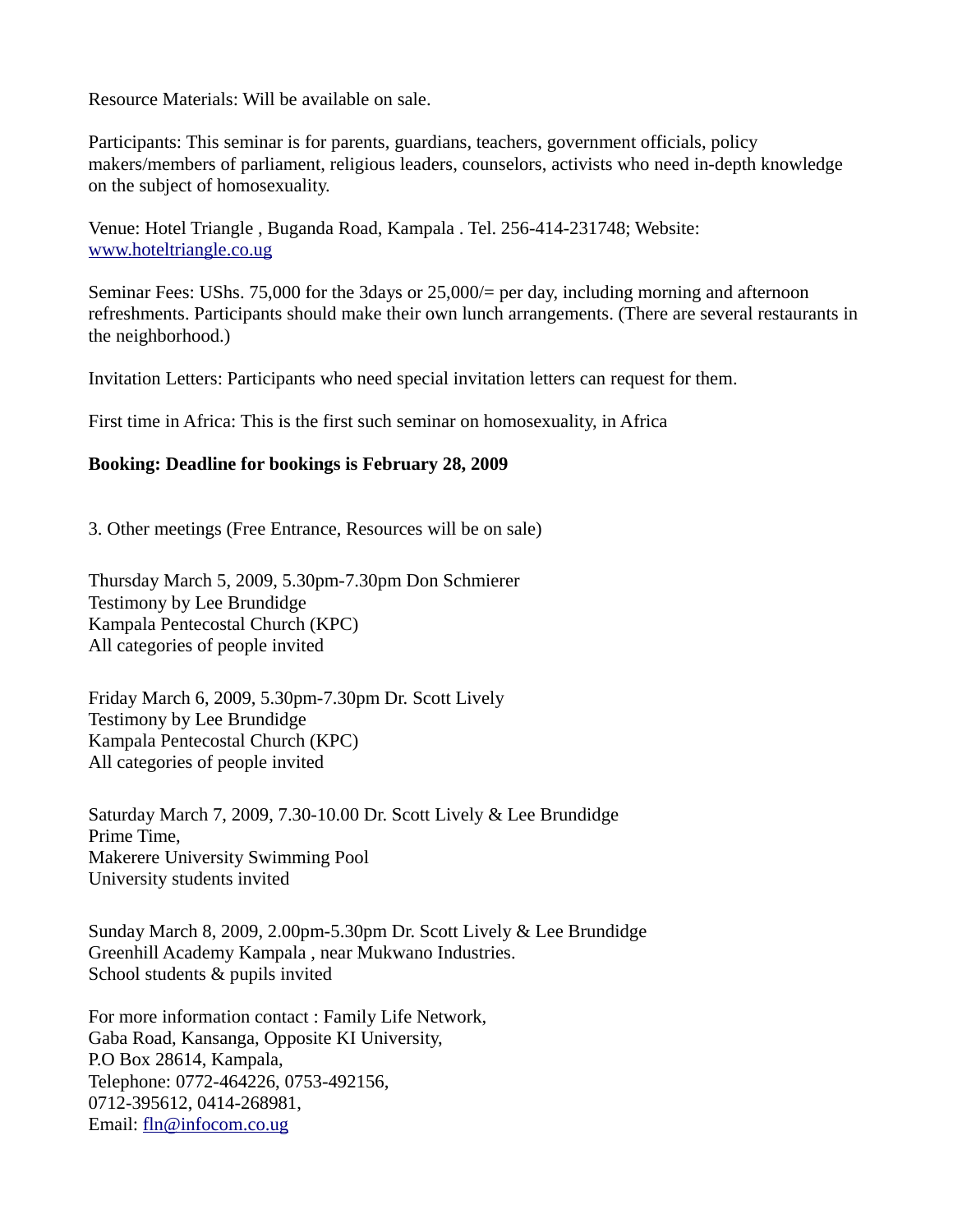Resource Materials: Will be available on sale.

Participants: This seminar is for parents, guardians, teachers, government officials, policy makers/members of parliament, religious leaders, counselors, activists who need in-depth knowledge on the subject of homosexuality.

Venue: Hotel Triangle , Buganda Road, Kampala . Tel. 256-414-231748; Website: [www.hoteltriangle.co.ug](http://www.hoteltriangle.co.ug)

Seminar Fees: UShs. 75,000 for the 3days or 25,000/= per day, including morning and afternoon refreshments. Participants should make their own lunch arrangements. (There are several restaurants in the neighborhood.)

Invitation Letters: Participants who need special invitation letters can request for them.

First time in Africa: This is the first such seminar on homosexuality, in Africa

**Booking: Deadline for bookings is February 28, 2009**

3. Other meetings (Free Entrance, Resources will be on sale)

Thursday March 5, 2009, 5.30pm-7.30pm Don Schmierer
Testimony by Lee Brundidge
Kampala Pentecostal Church (KPC)
All categories of people invited

Friday March 6, 2009, 5.30pm-7.30pm Dr. Scott Lively
Testimony by Lee Brundidge
Kampala Pentecostal Church (KPC)
All categories of people invited

Saturday March 7, 2009, 7.30-10.00 Dr. Scott Lively & Lee Brundidge
Prime Time,
Makerere University Swimming Pool
University students invited

Sunday March 8, 2009, 2.00pm-5.30pm Dr. Scott Lively & Lee Brundidge
Greenhill Academy Kampala , near Mukwano Industries.
School students & pupils invited

For more information contact : Family Life Network,
Gaba Road, Kansanga, Opposite KI University,
P.O Box 28614, Kampala,
Telephone: 0772-464226, 0753-492156,
0712-395612, 0414-268981,
Email: [fln@infocom.co.ug](mailto:fln@infocom.co.ug)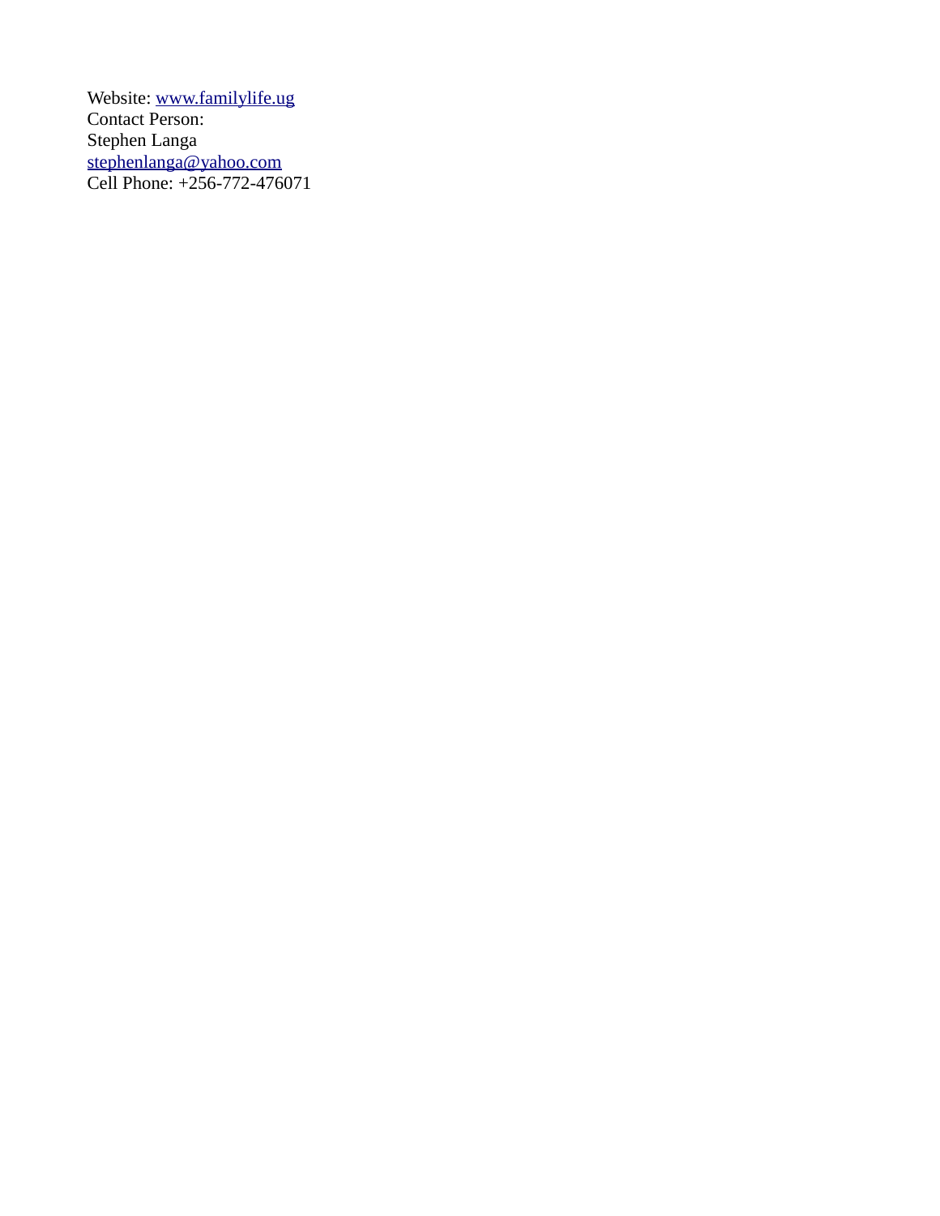Website: www.familylife.ug
Contact Person:
Stephen Langa
stephenlanga@yahoo.com
Cell Phone: +256-772-476071